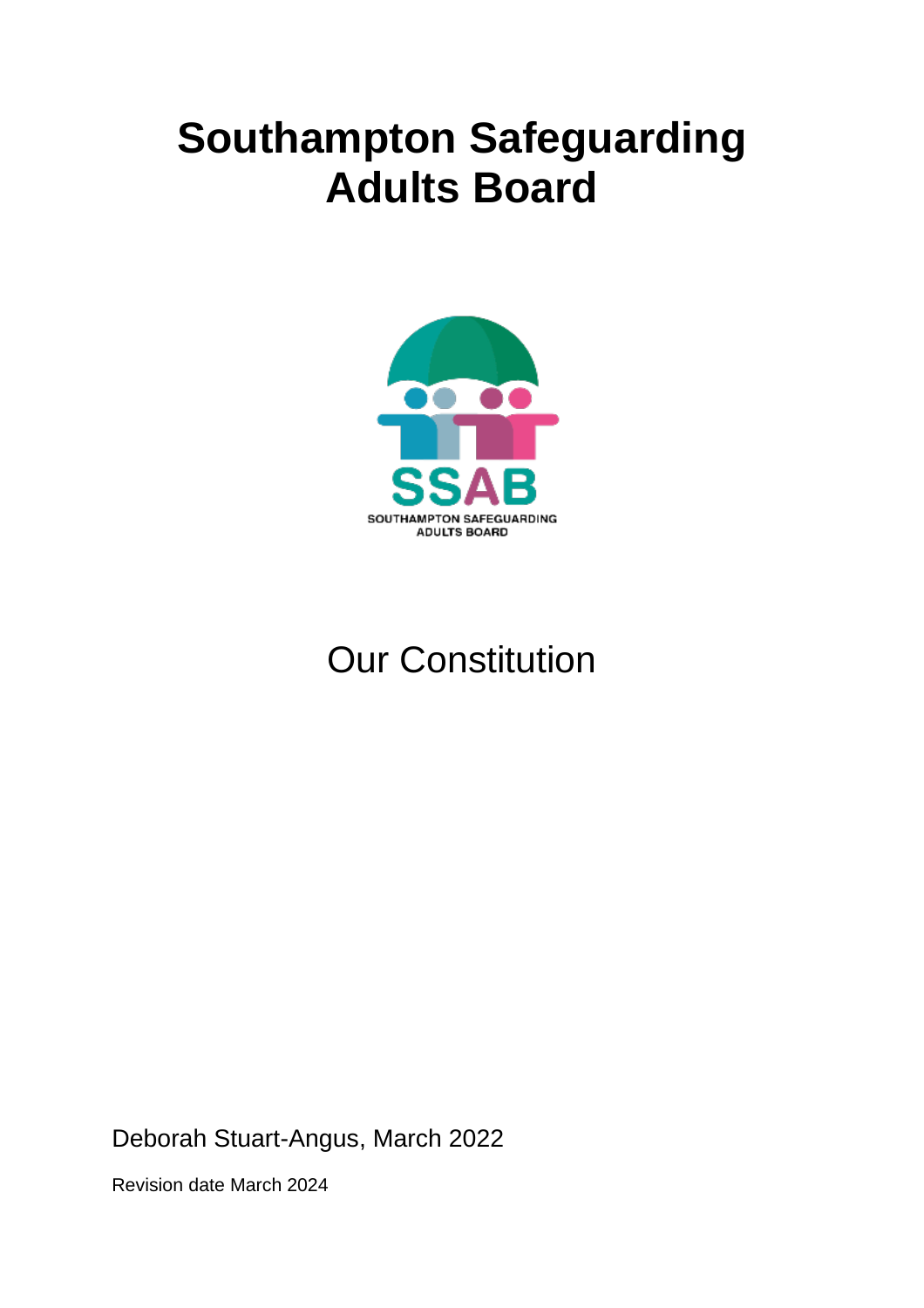# Southampton Safeguarding Adults Board

Our Constitution

Deborah Stuart-Angus, March 2022

Revision date March 2024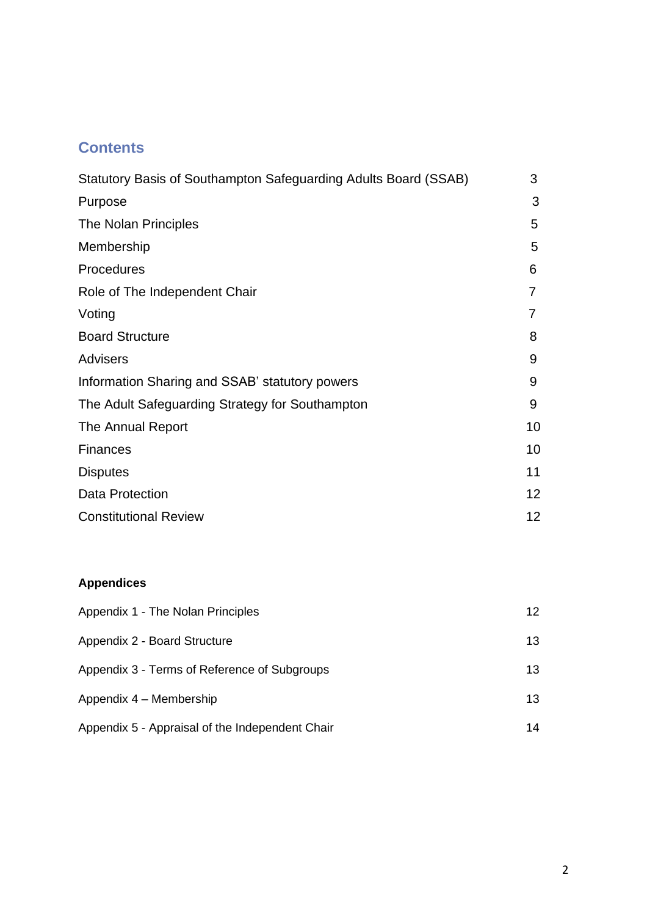## Contents

| | |
|---|---|
| Statutory Basis of Southampton Safeguarding Adults Board (SSAB) | 3 |
| Purpose | 3 |
| The Nolan Principles | 5 |
| Membership | 5 |
| Procedures | 6 |
| Role of The Independent Chair | 7 |
| Voting | 7 |
| Board Structure | 8 |
| Advisers | 9 |
| Information Sharing and SSAB' statutory powers | 9 |
| The Adult Safeguarding Strategy for Southampton | 9 |
| The Annual Report | 10 |
| Finances | 10 |
| Disputes | 11 |
| Data Protection | 12 |
| Constitutional Review | 12 |

**Appendices**

| | |
|---|---|
| Appendix 1 - The Nolan Principles | 12 |
| Appendix 2 - Board Structure | 13 |
| Appendix 3 - Terms of Reference of Subgroups | 13 |
| Appendix 4 – Membership | 13 |
| Appendix 5 - Appraisal of the Independent Chair | 14 |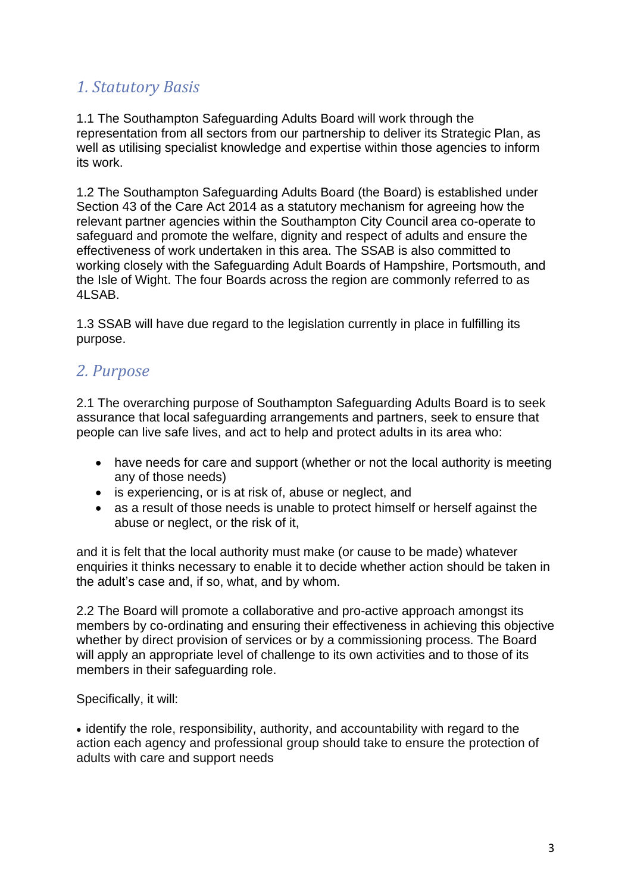## *1. Statutory Basis*

1.1 The Southampton Safeguarding Adults Board will work through the representation from all sectors from our partnership to deliver its Strategic Plan, as well as utilising specialist knowledge and expertise within those agencies to inform its work.

1.2 The Southampton Safeguarding Adults Board (the Board) is established under Section 43 of the Care Act 2014 as a statutory mechanism for agreeing how the relevant partner agencies within the Southampton City Council area co-operate to safeguard and promote the welfare, dignity and respect of adults and ensure the effectiveness of work undertaken in this area. The SSAB is also committed to working closely with the Safeguarding Adult Boards of Hampshire, Portsmouth, and the Isle of Wight. The four Boards across the region are commonly referred to as 4LSAB.

1.3 SSAB will have due regard to the legislation currently in place in fulfilling its purpose.

## *2. Purpose*

2.1 The overarching purpose of Southampton Safeguarding Adults Board is to seek assurance that local safeguarding arrangements and partners, seek to ensure that people can live safe lives, and act to help and protect adults in its area who:

- have needs for care and support (whether or not the local authority is meeting any of those needs)
- is experiencing, or is at risk of, abuse or neglect, and
- as a result of those needs is unable to protect himself or herself against the abuse or neglect, or the risk of it,

and it is felt that the local authority must make (or cause to be made) whatever enquiries it thinks necessary to enable it to decide whether action should be taken in the adult's case and, if so, what, and by whom.

2.2 The Board will promote a collaborative and pro-active approach amongst its members by co-ordinating and ensuring their effectiveness in achieving this objective whether by direct provision of services or by a commissioning process. The Board will apply an appropriate level of challenge to its own activities and to those of its members in their safeguarding role.

Specifically, it will:

- identify the role, responsibility, authority, and accountability with regard to the action each agency and professional group should take to ensure the protection of adults with care and support needs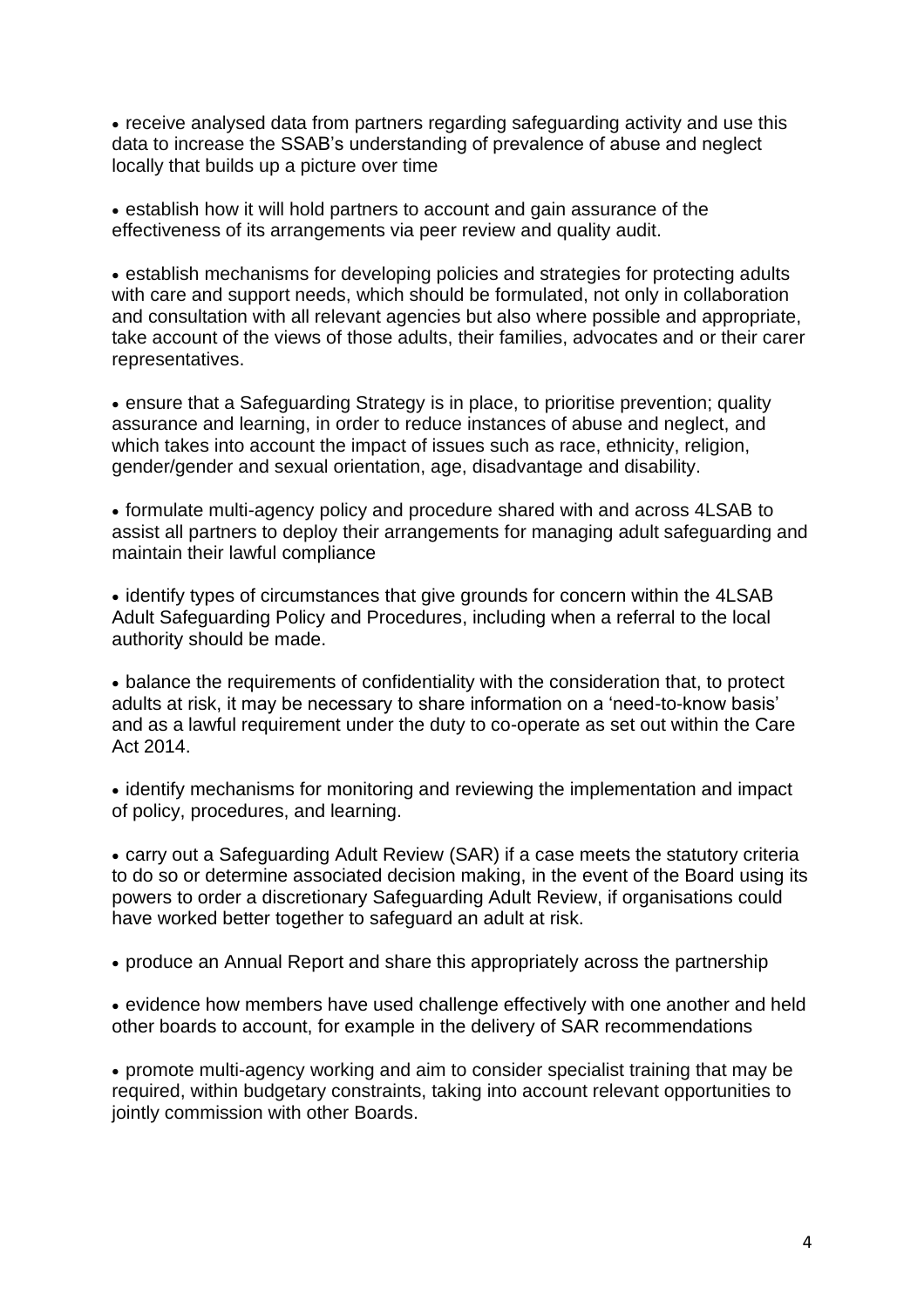- receive analysed data from partners regarding safeguarding activity and use this data to increase the SSAB's understanding of prevalence of abuse and neglect locally that builds up a picture over time

- establish how it will hold partners to account and gain assurance of the effectiveness of its arrangements via peer review and quality audit.

- establish mechanisms for developing policies and strategies for protecting adults with care and support needs, which should be formulated, not only in collaboration and consultation with all relevant agencies but also where possible and appropriate, take account of the views of those adults, their families, advocates and or their carer representatives.

- ensure that a Safeguarding Strategy is in place, to prioritise prevention; quality assurance and learning, in order to reduce instances of abuse and neglect, and which takes into account the impact of issues such as race, ethnicity, religion, gender/gender and sexual orientation, age, disadvantage and disability.

- formulate multi-agency policy and procedure shared with and across 4LSAB to assist all partners to deploy their arrangements for managing adult safeguarding and maintain their lawful compliance

- identify types of circumstances that give grounds for concern within the 4LSAB Adult Safeguarding Policy and Procedures, including when a referral to the local authority should be made.

- balance the requirements of confidentiality with the consideration that, to protect adults at risk, it may be necessary to share information on a 'need-to-know basis' and as a lawful requirement under the duty to co-operate as set out within the Care Act 2014.

- identify mechanisms for monitoring and reviewing the implementation and impact of policy, procedures, and learning.

- carry out a Safeguarding Adult Review (SAR) if a case meets the statutory criteria to do so or determine associated decision making, in the event of the Board using its powers to order a discretionary Safeguarding Adult Review, if organisations could have worked better together to safeguard an adult at risk.

- produce an Annual Report and share this appropriately across the partnership

- evidence how members have used challenge effectively with one another and held other boards to account, for example in the delivery of SAR recommendations

- promote multi-agency working and aim to consider specialist training that may be required, within budgetary constraints, taking into account relevant opportunities to jointly commission with other Boards.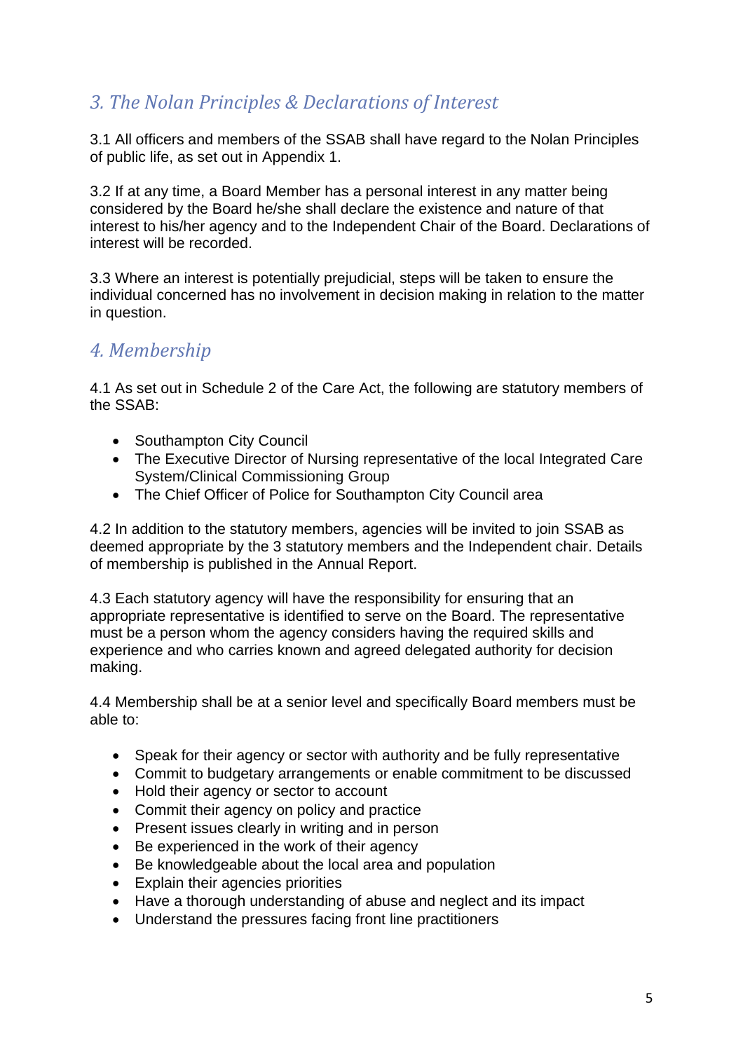## 3. The Nolan Principles & Declarations of Interest

3.1 All officers and members of the SSAB shall have regard to the Nolan Principles of public life, as set out in Appendix 1.

3.2 If at any time, a Board Member has a personal interest in any matter being considered by the Board he/she shall declare the existence and nature of that interest to his/her agency and to the Independent Chair of the Board. Declarations of interest will be recorded.

3.3 Where an interest is potentially prejudicial, steps will be taken to ensure the individual concerned has no involvement in decision making in relation to the matter in question.

## 4. Membership

4.1 As set out in Schedule 2 of the Care Act, the following are statutory members of the SSAB:

- Southampton City Council
- The Executive Director of Nursing representative of the local Integrated Care System/Clinical Commissioning Group
- The Chief Officer of Police for Southampton City Council area

4.2 In addition to the statutory members, agencies will be invited to join SSAB as deemed appropriate by the 3 statutory members and the Independent chair. Details of membership is published in the Annual Report.

4.3 Each statutory agency will have the responsibility for ensuring that an appropriate representative is identified to serve on the Board. The representative must be a person whom the agency considers having the required skills and experience and who carries known and agreed delegated authority for decision making.

4.4 Membership shall be at a senior level and specifically Board members must be able to:

- Speak for their agency or sector with authority and be fully representative
- Commit to budgetary arrangements or enable commitment to be discussed
- Hold their agency or sector to account
- Commit their agency on policy and practice
- Present issues clearly in writing and in person
- Be experienced in the work of their agency
- Be knowledgeable about the local area and population
- Explain their agencies priorities
- Have a thorough understanding of abuse and neglect and its impact
- Understand the pressures facing front line practitioners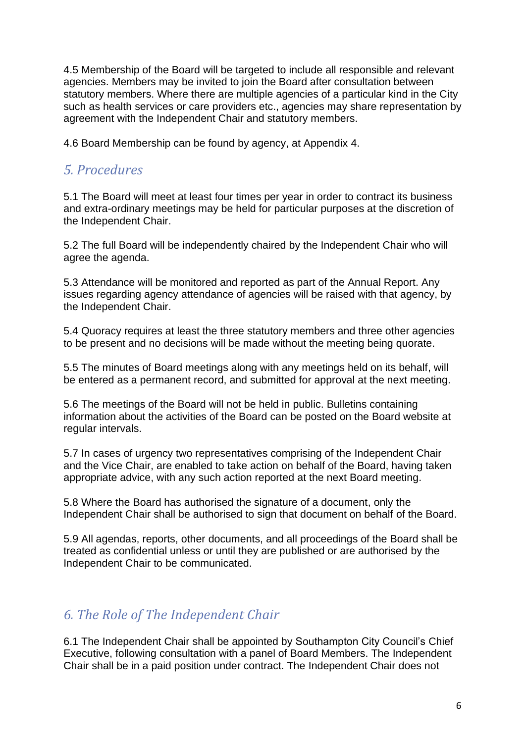4.5 Membership of the Board will be targeted to include all responsible and relevant agencies. Members may be invited to join the Board after consultation between statutory members. Where there are multiple agencies of a particular kind in the City such as health services or care providers etc., agencies may share representation by agreement with the Independent Chair and statutory members.

4.6 Board Membership can be found by agency, at Appendix 4.

## *5. Procedures*

5.1 The Board will meet at least four times per year in order to contract its business and extra-ordinary meetings may be held for particular purposes at the discretion of the Independent Chair.

5.2 The full Board will be independently chaired by the Independent Chair who will agree the agenda.

5.3 Attendance will be monitored and reported as part of the Annual Report. Any issues regarding agency attendance of agencies will be raised with that agency, by the Independent Chair.

5.4 Quoracy requires at least the three statutory members and three other agencies to be present and no decisions will be made without the meeting being quorate.

5.5 The minutes of Board meetings along with any meetings held on its behalf, will be entered as a permanent record, and submitted for approval at the next meeting.

5.6 The meetings of the Board will not be held in public. Bulletins containing information about the activities of the Board can be posted on the Board website at regular intervals.

5.7 In cases of urgency two representatives comprising of the Independent Chair and the Vice Chair, are enabled to take action on behalf of the Board, having taken appropriate advice, with any such action reported at the next Board meeting.

5.8 Where the Board has authorised the signature of a document, only the Independent Chair shall be authorised to sign that document on behalf of the Board.

5.9 All agendas, reports, other documents, and all proceedings of the Board shall be treated as confidential unless or until they are published or are authorised by the Independent Chair to be communicated.

## *6. The Role of The Independent Chair*

6.1 The Independent Chair shall be appointed by Southampton City Council's Chief Executive, following consultation with a panel of Board Members. The Independent Chair shall be in a paid position under contract. The Independent Chair does not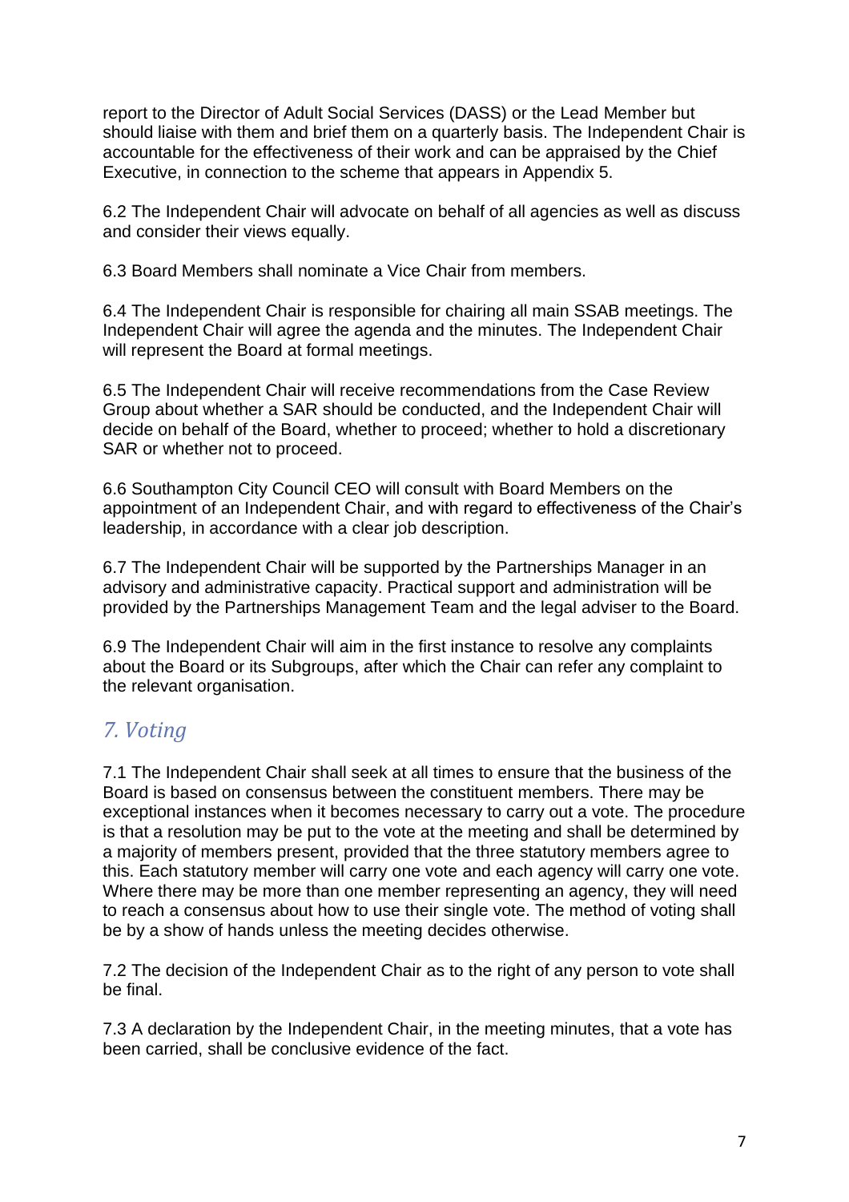report to the Director of Adult Social Services (DASS) or the Lead Member but should liaise with them and brief them on a quarterly basis. The Independent Chair is accountable for the effectiveness of their work and can be appraised by the Chief Executive, in connection to the scheme that appears in Appendix 5.

6.2 The Independent Chair will advocate on behalf of all agencies as well as discuss and consider their views equally.

6.3 Board Members shall nominate a Vice Chair from members.

6.4 The Independent Chair is responsible for chairing all main SSAB meetings. The Independent Chair will agree the agenda and the minutes. The Independent Chair will represent the Board at formal meetings.

6.5 The Independent Chair will receive recommendations from the Case Review Group about whether a SAR should be conducted, and the Independent Chair will decide on behalf of the Board, whether to proceed; whether to hold a discretionary SAR or whether not to proceed.

6.6 Southampton City Council CEO will consult with Board Members on the appointment of an Independent Chair, and with regard to effectiveness of the Chair's leadership, in accordance with a clear job description.

6.7 The Independent Chair will be supported by the Partnerships Manager in an advisory and administrative capacity. Practical support and administration will be provided by the Partnerships Management Team and the legal adviser to the Board.

6.9 The Independent Chair will aim in the first instance to resolve any complaints about the Board or its Subgroups, after which the Chair can refer any complaint to the relevant organisation.

## *7. Voting*

7.1 The Independent Chair shall seek at all times to ensure that the business of the Board is based on consensus between the constituent members. There may be exceptional instances when it becomes necessary to carry out a vote. The procedure is that a resolution may be put to the vote at the meeting and shall be determined by a majority of members present, provided that the three statutory members agree to this. Each statutory member will carry one vote and each agency will carry one vote. Where there may be more than one member representing an agency, they will need to reach a consensus about how to use their single vote. The method of voting shall be by a show of hands unless the meeting decides otherwise.

7.2 The decision of the Independent Chair as to the right of any person to vote shall be final.

7.3 A declaration by the Independent Chair, in the meeting minutes, that a vote has been carried, shall be conclusive evidence of the fact.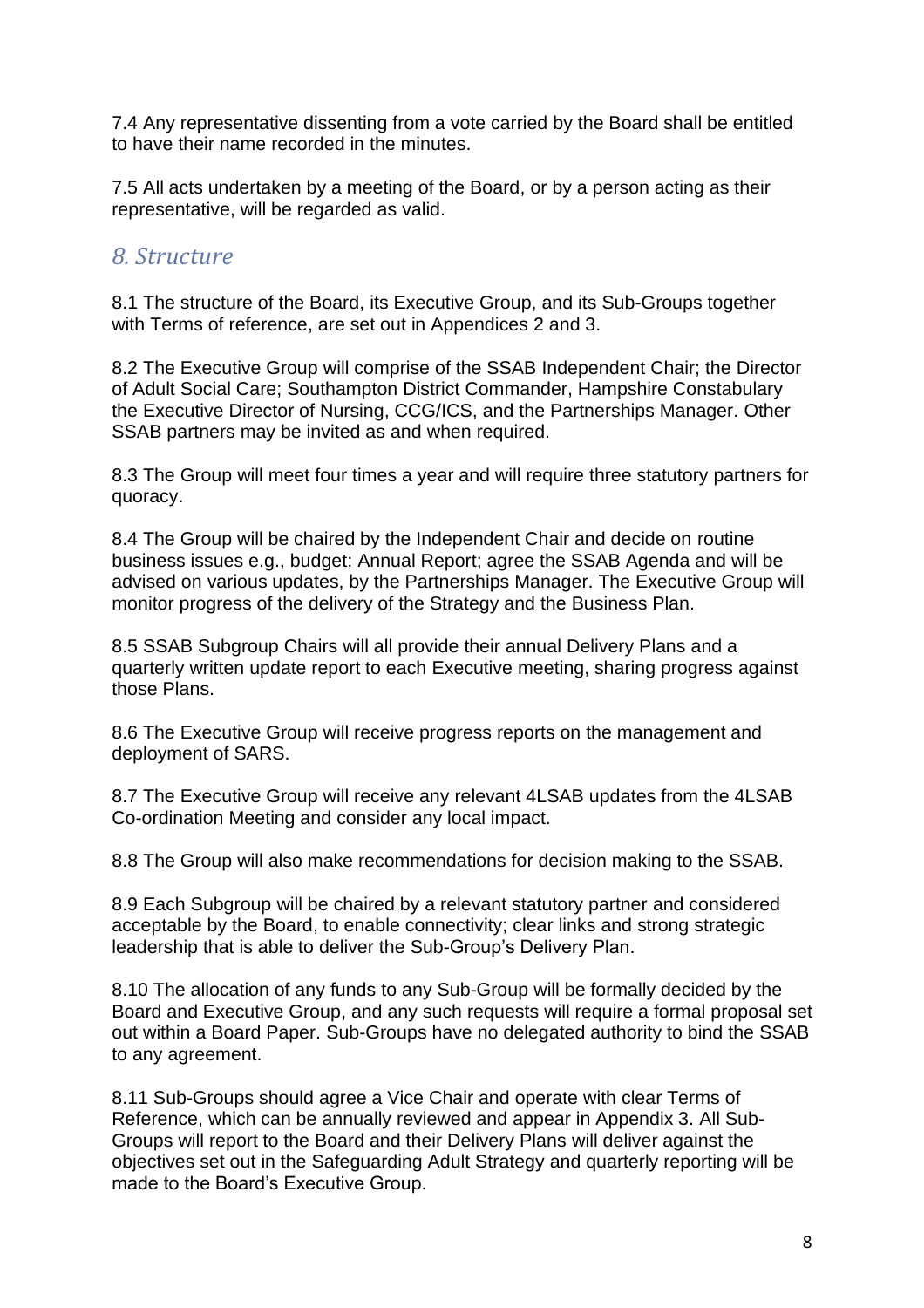7.4 Any representative dissenting from a vote carried by the Board shall be entitled to have their name recorded in the minutes.

7.5 All acts undertaken by a meeting of the Board, or by a person acting as their representative, will be regarded as valid.

## *8. Structure*

8.1 The structure of the Board, its Executive Group, and its Sub-Groups together with Terms of reference, are set out in Appendices 2 and 3.

8.2 The Executive Group will comprise of the SSAB Independent Chair; the Director of Adult Social Care; Southampton District Commander, Hampshire Constabulary the Executive Director of Nursing, CCG/ICS, and the Partnerships Manager. Other SSAB partners may be invited as and when required.

8.3 The Group will meet four times a year and will require three statutory partners for quoracy.

8.4 The Group will be chaired by the Independent Chair and decide on routine business issues e.g., budget; Annual Report; agree the SSAB Agenda and will be advised on various updates, by the Partnerships Manager. The Executive Group will monitor progress of the delivery of the Strategy and the Business Plan.

8.5 SSAB Subgroup Chairs will all provide their annual Delivery Plans and a quarterly written update report to each Executive meeting, sharing progress against those Plans.

8.6 The Executive Group will receive progress reports on the management and deployment of SARS.

8.7 The Executive Group will receive any relevant 4LSAB updates from the 4LSAB Co-ordination Meeting and consider any local impact.

8.8 The Group will also make recommendations for decision making to the SSAB.

8.9 Each Subgroup will be chaired by a relevant statutory partner and considered acceptable by the Board, to enable connectivity; clear links and strong strategic leadership that is able to deliver the Sub-Group's Delivery Plan.

8.10 The allocation of any funds to any Sub-Group will be formally decided by the Board and Executive Group, and any such requests will require a formal proposal set out within a Board Paper. Sub-Groups have no delegated authority to bind the SSAB to any agreement.

8.11 Sub-Groups should agree a Vice Chair and operate with clear Terms of Reference, which can be annually reviewed and appear in Appendix 3. All Sub-Groups will report to the Board and their Delivery Plans will deliver against the objectives set out in the Safeguarding Adult Strategy and quarterly reporting will be made to the Board's Executive Group.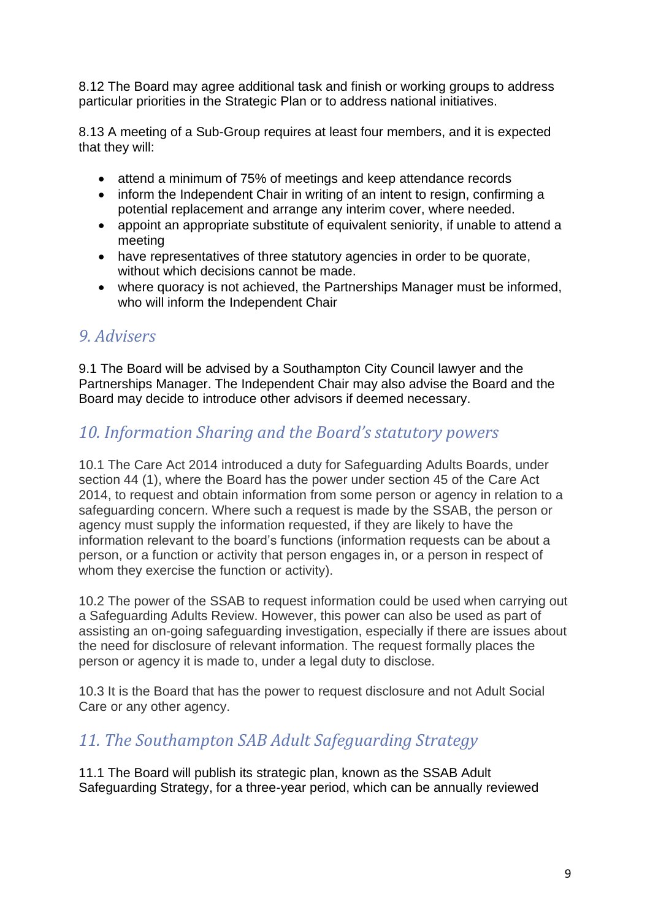8.12 The Board may agree additional task and finish or working groups to address particular priorities in the Strategic Plan or to address national initiatives.

8.13 A meeting of a Sub-Group requires at least four members, and it is expected that they will:

- attend a minimum of 75% of meetings and keep attendance records
- inform the Independent Chair in writing of an intent to resign, confirming a potential replacement and arrange any interim cover, where needed.
- appoint an appropriate substitute of equivalent seniority, if unable to attend a meeting
- have representatives of three statutory agencies in order to be quorate, without which decisions cannot be made.
- where quoracy is not achieved, the Partnerships Manager must be informed, who will inform the Independent Chair

## *9. Advisers*

9.1 The Board will be advised by a Southampton City Council lawyer and the Partnerships Manager. The Independent Chair may also advise the Board and the Board may decide to introduce other advisors if deemed necessary.

## *10. Information Sharing and the Board's statutory powers*

10.1 The Care Act 2014 introduced a duty for Safeguarding Adults Boards, under section 44 (1), where the Board has the power under section 45 of the Care Act 2014, to request and obtain information from some person or agency in relation to a safeguarding concern. Where such a request is made by the SSAB, the person or agency must supply the information requested, if they are likely to have the information relevant to the board's functions (information requests can be about a person, or a function or activity that person engages in, or a person in respect of whom they exercise the function or activity).

10.2 The power of the SSAB to request information could be used when carrying out a Safeguarding Adults Review. However, this power can also be used as part of assisting an on-going safeguarding investigation, especially if there are issues about the need for disclosure of relevant information. The request formally places the person or agency it is made to, under a legal duty to disclose.

10.3 It is the Board that has the power to request disclosure and not Adult Social Care or any other agency.

## *11. The Southampton SAB Adult Safeguarding Strategy*

11.1 The Board will publish its strategic plan, known as the SSAB Adult Safeguarding Strategy, for a three-year period, which can be annually reviewed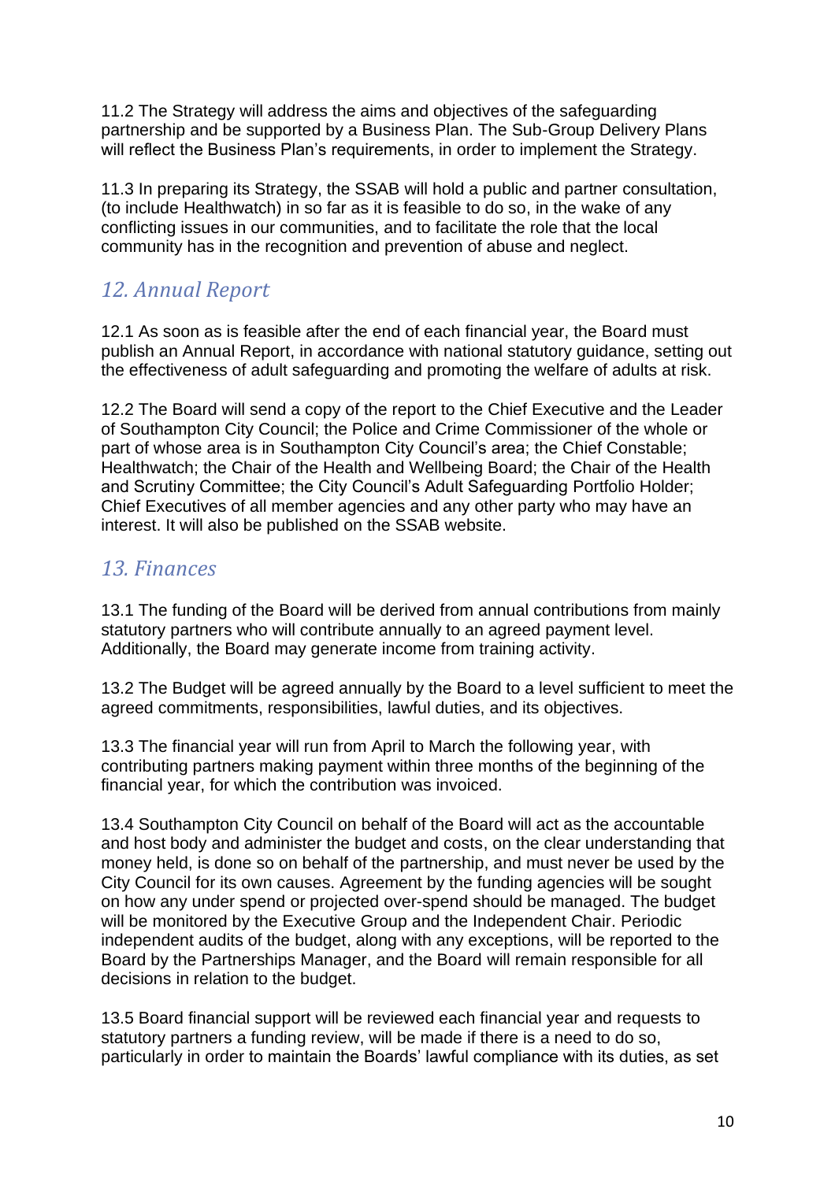11.2 The Strategy will address the aims and objectives of the safeguarding partnership and be supported by a Business Plan. The Sub-Group Delivery Plans will reflect the Business Plan's requirements, in order to implement the Strategy.

11.3 In preparing its Strategy, the SSAB will hold a public and partner consultation, (to include Healthwatch) in so far as it is feasible to do so, in the wake of any conflicting issues in our communities, and to facilitate the role that the local community has in the recognition and prevention of abuse and neglect.

## *12. Annual Report*

12.1 As soon as is feasible after the end of each financial year, the Board must publish an Annual Report, in accordance with national statutory guidance, setting out the effectiveness of adult safeguarding and promoting the welfare of adults at risk.

12.2 The Board will send a copy of the report to the Chief Executive and the Leader of Southampton City Council; the Police and Crime Commissioner of the whole or part of whose area is in Southampton City Council's area; the Chief Constable; Healthwatch; the Chair of the Health and Wellbeing Board; the Chair of the Health and Scrutiny Committee; the City Council's Adult Safeguarding Portfolio Holder; Chief Executives of all member agencies and any other party who may have an interest. It will also be published on the SSAB website.

## *13. Finances*

13.1 The funding of the Board will be derived from annual contributions from mainly statutory partners who will contribute annually to an agreed payment level. Additionally, the Board may generate income from training activity.

13.2 The Budget will be agreed annually by the Board to a level sufficient to meet the agreed commitments, responsibilities, lawful duties, and its objectives.

13.3 The financial year will run from April to March the following year, with contributing partners making payment within three months of the beginning of the financial year, for which the contribution was invoiced.

13.4 Southampton City Council on behalf of the Board will act as the accountable and host body and administer the budget and costs, on the clear understanding that money held, is done so on behalf of the partnership, and must never be used by the City Council for its own causes. Agreement by the funding agencies will be sought on how any under spend or projected over-spend should be managed. The budget will be monitored by the Executive Group and the Independent Chair. Periodic independent audits of the budget, along with any exceptions, will be reported to the Board by the Partnerships Manager, and the Board will remain responsible for all decisions in relation to the budget.

13.5 Board financial support will be reviewed each financial year and requests to statutory partners a funding review, will be made if there is a need to do so, particularly in order to maintain the Boards' lawful compliance with its duties, as set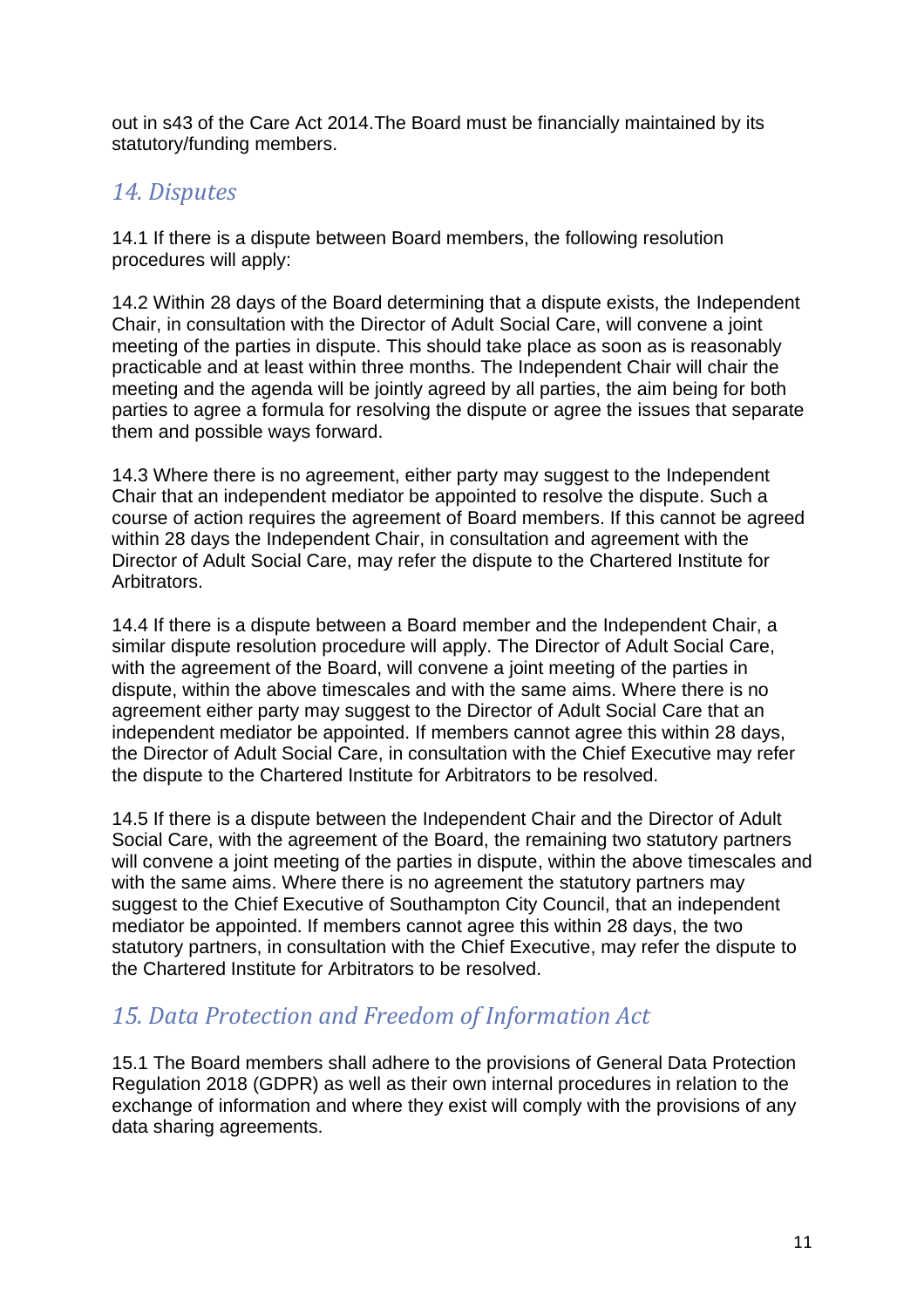out in s43 of the Care Act 2014.The Board must be financially maintained by its statutory/funding members.

## *14. Disputes*

14.1 If there is a dispute between Board members, the following resolution procedures will apply:

14.2 Within 28 days of the Board determining that a dispute exists, the Independent Chair, in consultation with the Director of Adult Social Care, will convene a joint meeting of the parties in dispute. This should take place as soon as is reasonably practicable and at least within three months. The Independent Chair will chair the meeting and the agenda will be jointly agreed by all parties, the aim being for both parties to agree a formula for resolving the dispute or agree the issues that separate them and possible ways forward.

14.3 Where there is no agreement, either party may suggest to the Independent Chair that an independent mediator be appointed to resolve the dispute. Such a course of action requires the agreement of Board members. If this cannot be agreed within 28 days the Independent Chair, in consultation and agreement with the Director of Adult Social Care, may refer the dispute to the Chartered Institute for Arbitrators.

14.4 If there is a dispute between a Board member and the Independent Chair, a similar dispute resolution procedure will apply. The Director of Adult Social Care, with the agreement of the Board, will convene a joint meeting of the parties in dispute, within the above timescales and with the same aims. Where there is no agreement either party may suggest to the Director of Adult Social Care that an independent mediator be appointed. If members cannot agree this within 28 days, the Director of Adult Social Care, in consultation with the Chief Executive may refer the dispute to the Chartered Institute for Arbitrators to be resolved.

14.5 If there is a dispute between the Independent Chair and the Director of Adult Social Care, with the agreement of the Board, the remaining two statutory partners will convene a joint meeting of the parties in dispute, within the above timescales and with the same aims. Where there is no agreement the statutory partners may suggest to the Chief Executive of Southampton City Council, that an independent mediator be appointed. If members cannot agree this within 28 days, the two statutory partners, in consultation with the Chief Executive, may refer the dispute to the Chartered Institute for Arbitrators to be resolved.

## *15. Data Protection and Freedom of Information Act*

15.1 The Board members shall adhere to the provisions of General Data Protection Regulation 2018 (GDPR) as well as their own internal procedures in relation to the exchange of information and where they exist will comply with the provisions of any data sharing agreements.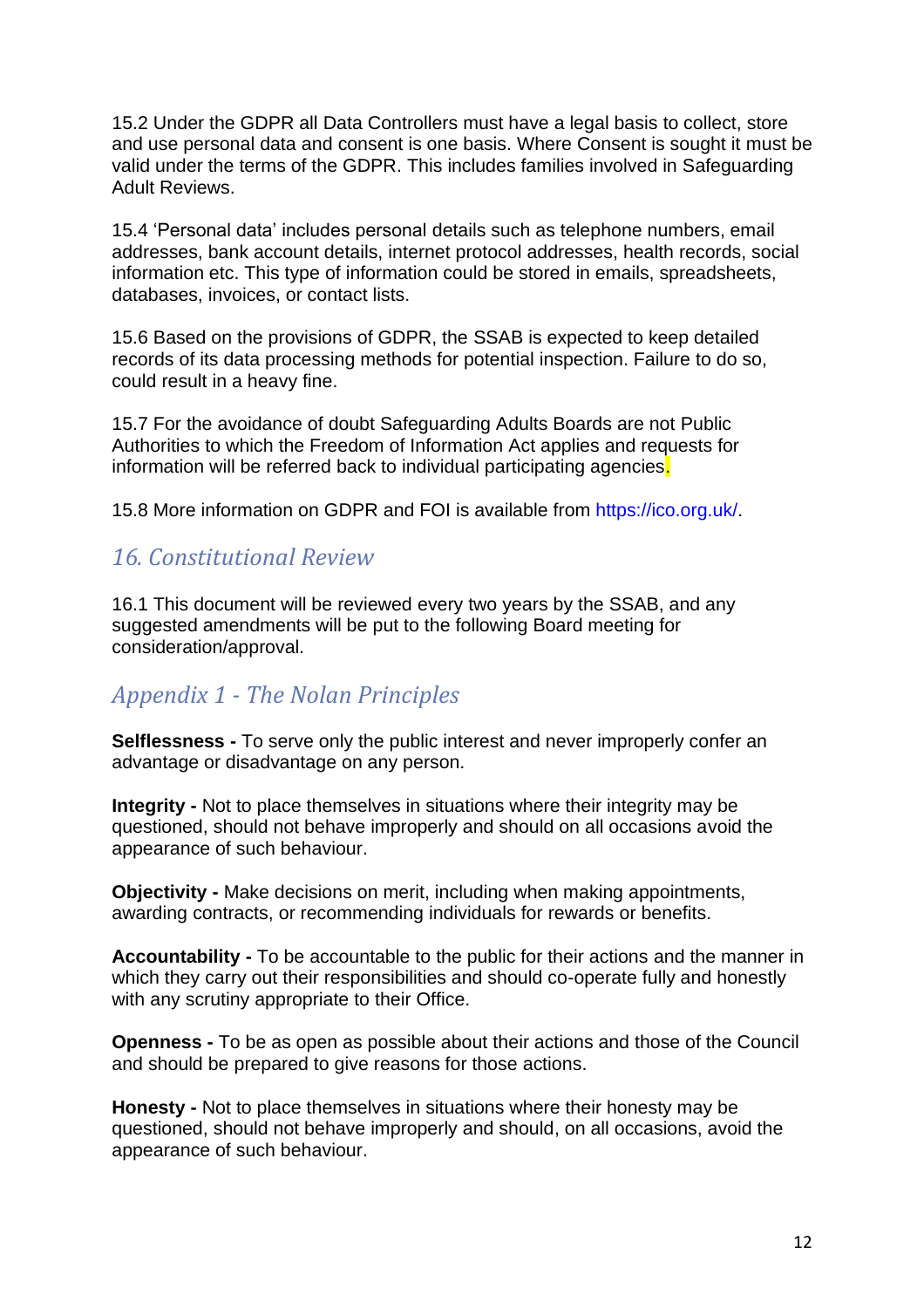15.2 Under the GDPR all Data Controllers must have a legal basis to collect, store and use personal data and consent is one basis. Where Consent is sought it must be valid under the terms of the GDPR. This includes families involved in Safeguarding Adult Reviews.

15.4 'Personal data' includes personal details such as telephone numbers, email addresses, bank account details, internet protocol addresses, health records, social information etc. This type of information could be stored in emails, spreadsheets, databases, invoices, or contact lists.

15.6 Based on the provisions of GDPR, the SSAB is expected to keep detailed records of its data processing methods for potential inspection. Failure to do so, could result in a heavy fine.

15.7 For the avoidance of doubt Safeguarding Adults Boards are not Public Authorities to which the Freedom of Information Act applies and requests for information will be referred back to individual participating agencies.

15.8 More information on GDPR and FOI is available from https://ico.org.uk/.

## *16. Constitutional Review*

16.1 This document will be reviewed every two years by the SSAB, and any suggested amendments will be put to the following Board meeting for consideration/approval.

## *Appendix 1 - The Nolan Principles*

**Selflessness -** To serve only the public interest and never improperly confer an advantage or disadvantage on any person.

**Integrity -** Not to place themselves in situations where their integrity may be questioned, should not behave improperly and should on all occasions avoid the appearance of such behaviour.

**Objectivity -** Make decisions on merit, including when making appointments, awarding contracts, or recommending individuals for rewards or benefits.

**Accountability -** To be accountable to the public for their actions and the manner in which they carry out their responsibilities and should co-operate fully and honestly with any scrutiny appropriate to their Office.

**Openness -** To be as open as possible about their actions and those of the Council and should be prepared to give reasons for those actions.

**Honesty -** Not to place themselves in situations where their honesty may be questioned, should not behave improperly and should, on all occasions, avoid the appearance of such behaviour.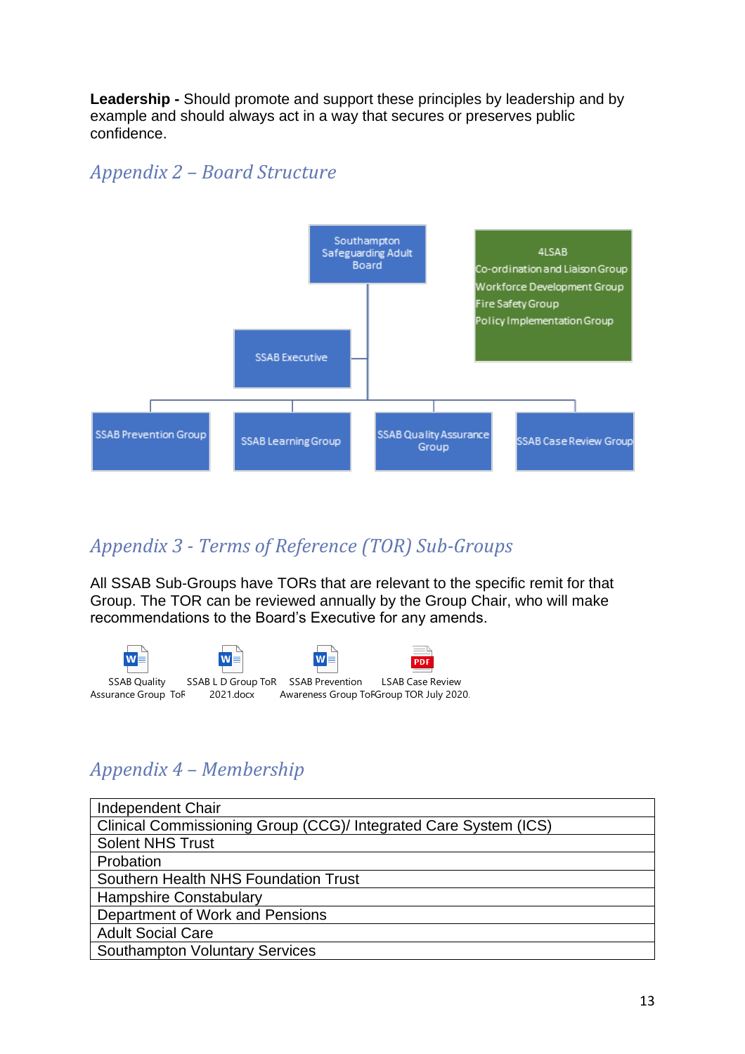**Leadership -** Should promote and support these principles by leadership and by example and should always act in a way that secures or preserves public confidence.

## Appendix 2 – Board Structure

Southampton Safeguarding Adult Board

SSAB Executive

4LSAB
Co-ordination and Liaison Group
Workforce Development Group
Fire Safety Group
Policy Implementation Group

SSAB Prevention Group | SSAB Learning Group | SSAB Quality Assurance Group | SSAB Case Review Group

## Appendix 3 - Terms of Reference (TOR) Sub-Groups

All SSAB Sub-Groups have TORs that are relevant to the specific remit for that Group. The TOR can be reviewed annually by the Group Chair, who will make recommendations to the Board's Executive for any amends.

SSAB Quality Assurance Group ToR | SSAB L D Group ToR 2021.docx | SSAB Prevention Awareness Group ToR | LSAB Case Review Group TOR July 2020.

## Appendix 4 – Membership

| Independent Chair |
|---|
| Clinical Commissioning Group (CCG)/ Integrated Care System (ICS) |
| Solent NHS Trust |
| Probation |
| Southern Health NHS Foundation Trust |
| Hampshire Constabulary |
| Department of Work and Pensions |
| Adult Social Care |
| Southampton Voluntary Services |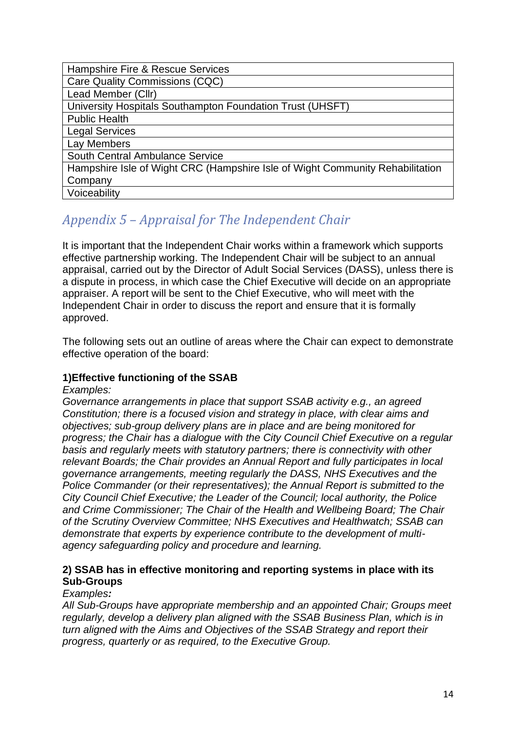| |
|---|
| Hampshire Fire & Rescue Services |
| Care Quality Commissions (CQC) |
| Lead Member (Cllr) |
| University Hospitals Southampton Foundation Trust (UHSFT) |
| Public Health |
| Legal Services |
| Lay Members |
| South Central Ambulance Service |
| Hampshire Isle of Wight CRC (Hampshire Isle of Wight Community Rehabilitation Company |
| Voiceability |

## *Appendix 5 – Appraisal for The Independent Chair*

It is important that the Independent Chair works within a framework which supports effective partnership working. The Independent Chair will be subject to an annual appraisal, carried out by the Director of Adult Social Services (DASS), unless there is a dispute in process, in which case the Chief Executive will decide on an appropriate appraiser. A report will be sent to the Chief Executive, who will meet with the Independent Chair in order to discuss the report and ensure that it is formally approved.

The following sets out an outline of areas where the Chair can expect to demonstrate effective operation of the board:

**1)Effective functioning of the SSAB**

*Examples:*

*Governance arrangements in place that support SSAB activity e.g., an agreed Constitution; there is a focused vision and strategy in place, with clear aims and objectives; sub-group delivery plans are in place and are being monitored for progress; the Chair has a dialogue with the City Council Chief Executive on a regular basis and regularly meets with statutory partners; there is connectivity with other relevant Boards; the Chair provides an Annual Report and fully participates in local governance arrangements, meeting regularly the DASS, NHS Executives and the Police Commander (or their representatives); the Annual Report is submitted to the City Council Chief Executive; the Leader of the Council; local authority, the Police and Crime Commissioner; The Chair of the Health and Wellbeing Board; The Chair of the Scrutiny Overview Committee; NHS Executives and Healthwatch; SSAB can demonstrate that experts by experience contribute to the development of multi-agency safeguarding policy and procedure and learning.*

**2) SSAB has in effective monitoring and reporting systems in place with its Sub-Groups**

*Examples**:***

*All Sub-Groups have appropriate membership and an appointed Chair; Groups meet regularly, develop a delivery plan aligned with the SSAB Business Plan, which is in turn aligned with the Aims and Objectives of the SSAB Strategy and report their progress, quarterly or as required, to the Executive Group.*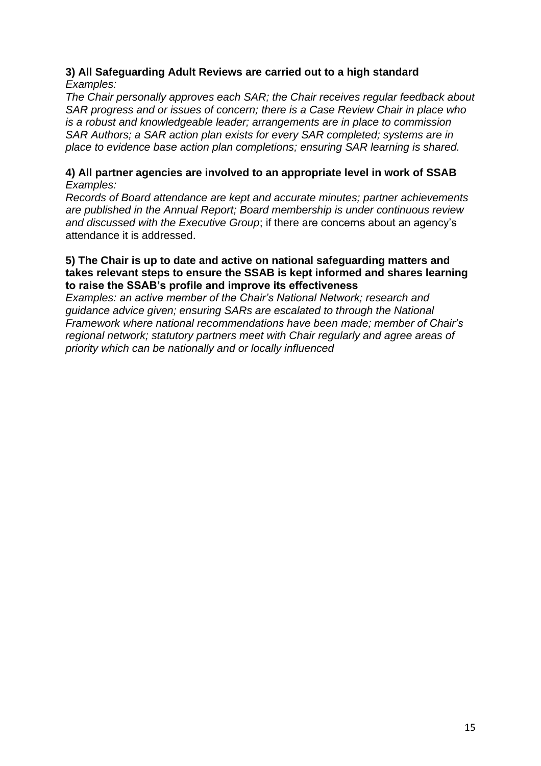**3) All Safeguarding Adult Reviews are carried out to a high standard**
*Examples:*
*The Chair personally approves each SAR; the Chair receives regular feedback about SAR progress and or issues of concern; there is a Case Review Chair in place who is a robust and knowledgeable leader; arrangements are in place to commission SAR Authors; a SAR action plan exists for every SAR completed; systems are in place to evidence base action plan completions; ensuring SAR learning is shared.*

**4) All partner agencies are involved to an appropriate level in work of SSAB**
*Examples:*
*Records of Board attendance are kept and accurate minutes; partner achievements are published in the Annual Report; Board membership is under continuous review and discussed with the Executive Group*; if there are concerns about an agency's attendance it is addressed.

**5) The Chair is up to date and active on national safeguarding matters and takes relevant steps to ensure the SSAB is kept informed and shares learning to raise the SSAB's profile and improve its effectiveness**
*Examples: an active member of the Chair's National Network; research and guidance advice given; ensuring SARs are escalated to through the National Framework where national recommendations have been made; member of Chair's regional network; statutory partners meet with Chair regularly and agree areas of priority which can be nationally and or locally influenced*